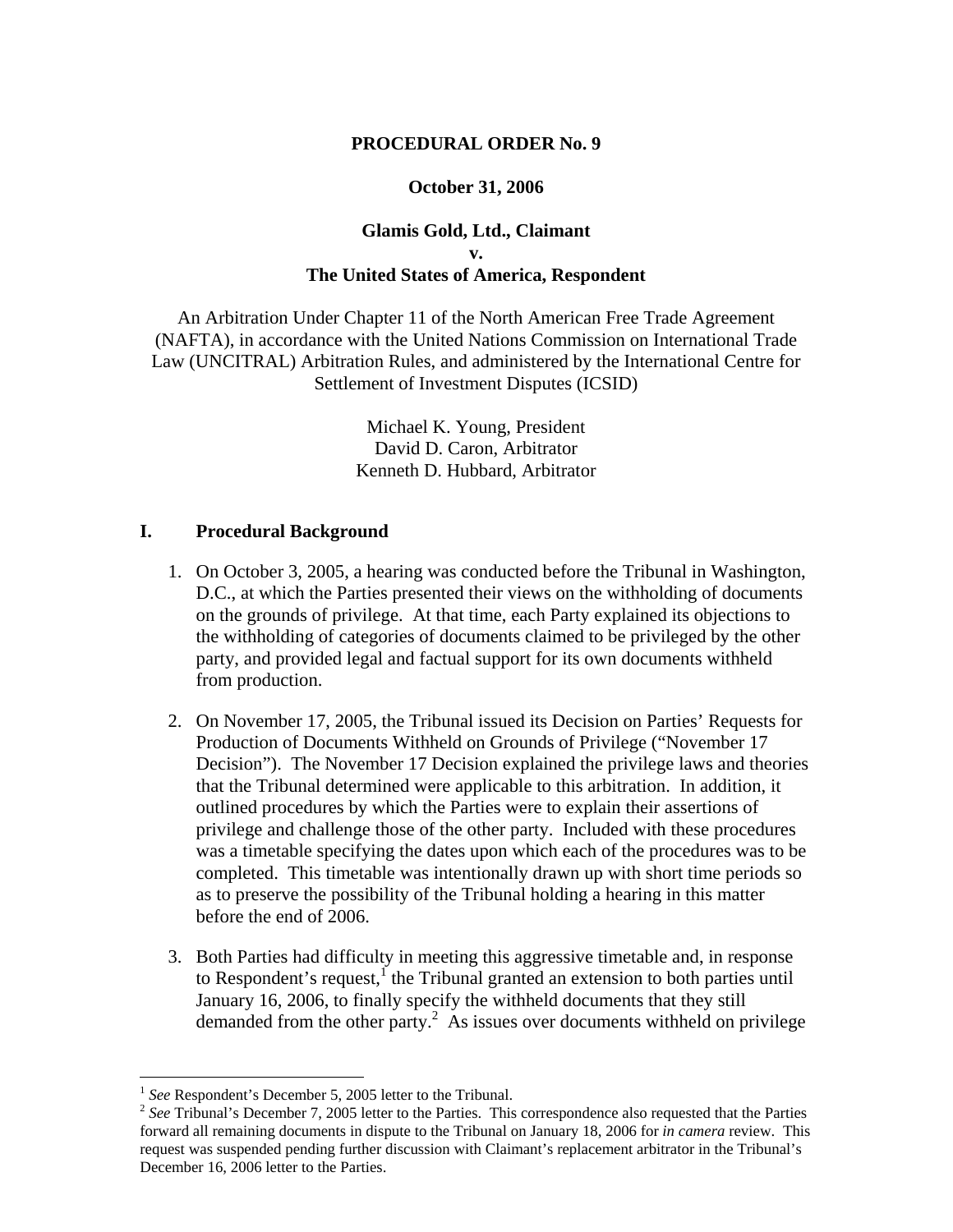**PROCEDURAL ORDER No. 9**

**October 31, 2006**

**Glamis Gold, Ltd., Claimant**
**v.**
**The United States of America, Respondent**

An Arbitration Under Chapter 11 of the North American Free Trade Agreement (NAFTA), in accordance with the United Nations Commission on International Trade Law (UNCITRAL) Arbitration Rules, and administered by the International Centre for Settlement of Investment Disputes (ICSID)

Michael K. Young, President
David D. Caron, Arbitrator
Kenneth D. Hubbard, Arbitrator

## I. Procedural Background

1. On October 3, 2005, a hearing was conducted before the Tribunal in Washington, D.C., at which the Parties presented their views on the withholding of documents on the grounds of privilege. At that time, each Party explained its objections to the withholding of categories of documents claimed to be privileged by the other party, and provided legal and factual support for its own documents withheld from production.

2. On November 17, 2005, the Tribunal issued its Decision on Parties' Requests for Production of Documents Withheld on Grounds of Privilege ("November 17 Decision"). The November 17 Decision explained the privilege laws and theories that the Tribunal determined were applicable to this arbitration. In addition, it outlined procedures by which the Parties were to explain their assertions of privilege and challenge those of the other party. Included with these procedures was a timetable specifying the dates upon which each of the procedures was to be completed. This timetable was intentionally drawn up with short time periods so as to preserve the possibility of the Tribunal holding a hearing in this matter before the end of 2006.

3. Both Parties had difficulty in meeting this aggressive timetable and, in response to Respondent's request,[1] the Tribunal granted an extension to both parties until January 16, 2006, to finally specify the withheld documents that they still demanded from the other party.[2] As issues over documents withheld on privilege

[1] *See* Respondent's December 5, 2005 letter to the Tribunal.

[2] *See* Tribunal's December 7, 2005 letter to the Parties. This correspondence also requested that the Parties forward all remaining documents in dispute to the Tribunal on January 18, 2006 for *in camera* review. This request was suspended pending further discussion with Claimant's replacement arbitrator in the Tribunal's December 16, 2006 letter to the Parties.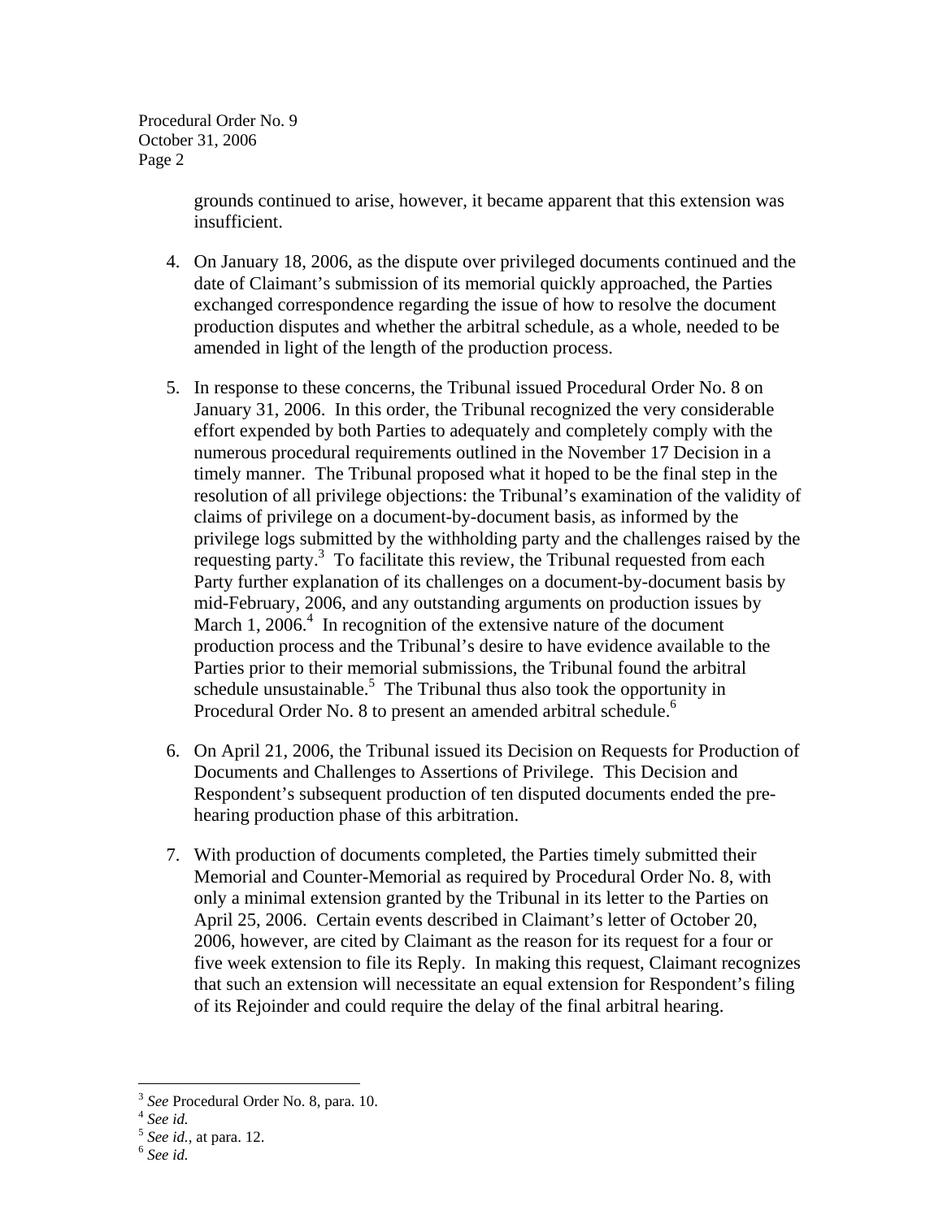grounds continued to arise, however, it became apparent that this extension was insufficient.

4. On January 18, 2006, as the dispute over privileged documents continued and the date of Claimant's submission of its memorial quickly approached, the Parties exchanged correspondence regarding the issue of how to resolve the document production disputes and whether the arbitral schedule, as a whole, needed to be amended in light of the length of the production process.

5. In response to these concerns, the Tribunal issued Procedural Order No. 8 on January 31, 2006. In this order, the Tribunal recognized the very considerable effort expended by both Parties to adequately and completely comply with the numerous procedural requirements outlined in the November 17 Decision in a timely manner. The Tribunal proposed what it hoped to be the final step in the resolution of all privilege objections: the Tribunal's examination of the validity of claims of privilege on a document-by-document basis, as informed by the privilege logs submitted by the withholding party and the challenges raised by the requesting party.[3] To facilitate this review, the Tribunal requested from each Party further explanation of its challenges on a document-by-document basis by mid-February, 2006, and any outstanding arguments on production issues by March 1, 2006.[4] In recognition of the extensive nature of the document production process and the Tribunal's desire to have evidence available to the Parties prior to their memorial submissions, the Tribunal found the arbitral schedule unsustainable.[5] The Tribunal thus also took the opportunity in Procedural Order No. 8 to present an amended arbitral schedule.[6]

6. On April 21, 2006, the Tribunal issued its Decision on Requests for Production of Documents and Challenges to Assertions of Privilege. This Decision and Respondent's subsequent production of ten disputed documents ended the pre-hearing production phase of this arbitration.

7. With production of documents completed, the Parties timely submitted their Memorial and Counter-Memorial as required by Procedural Order No. 8, with only a minimal extension granted by the Tribunal in its letter to the Parties on April 25, 2006. Certain events described in Claimant's letter of October 20, 2006, however, are cited by Claimant as the reason for its request for a four or five week extension to file its Reply. In making this request, Claimant recognizes that such an extension will necessitate an equal extension for Respondent's filing of its Rejoinder and could require the delay of the final arbitral hearing.

---

[3] *See* Procedural Order No. 8, para. 10.

[4] *See id.*

[5] *See id.,* at para. 12.

[6] *See id.*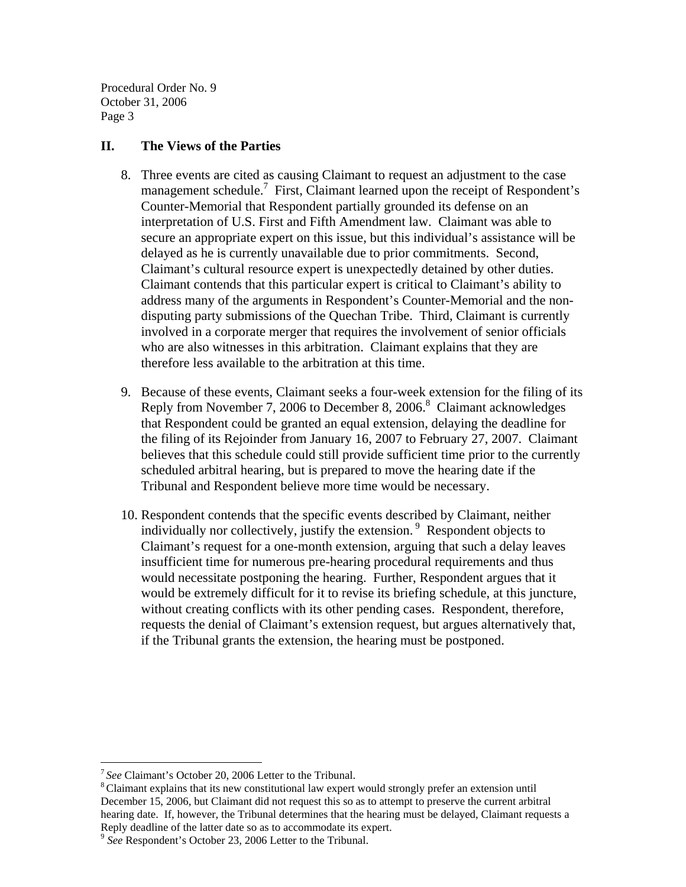## II. The Views of the Parties

8. Three events are cited as causing Claimant to request an adjustment to the case management schedule.[7] First, Claimant learned upon the receipt of Respondent's Counter-Memorial that Respondent partially grounded its defense on an interpretation of U.S. First and Fifth Amendment law. Claimant was able to secure an appropriate expert on this issue, but this individual's assistance will be delayed as he is currently unavailable due to prior commitments. Second, Claimant's cultural resource expert is unexpectedly detained by other duties. Claimant contends that this particular expert is critical to Claimant's ability to address many of the arguments in Respondent's Counter-Memorial and the non-disputing party submissions of the Quechan Tribe. Third, Claimant is currently involved in a corporate merger that requires the involvement of senior officials who are also witnesses in this arbitration. Claimant explains that they are therefore less available to the arbitration at this time.

9. Because of these events, Claimant seeks a four-week extension for the filing of its Reply from November 7, 2006 to December 8, 2006.[8] Claimant acknowledges that Respondent could be granted an equal extension, delaying the deadline for the filing of its Rejoinder from January 16, 2007 to February 27, 2007. Claimant believes that this schedule could still provide sufficient time prior to the currently scheduled arbitral hearing, but is prepared to move the hearing date if the Tribunal and Respondent believe more time would be necessary.

10. Respondent contends that the specific events described by Claimant, neither individually nor collectively, justify the extension.[9] Respondent objects to Claimant's request for a one-month extension, arguing that such a delay leaves insufficient time for numerous pre-hearing procedural requirements and thus would necessitate postponing the hearing. Further, Respondent argues that it would be extremely difficult for it to revise its briefing schedule, at this juncture, without creating conflicts with its other pending cases. Respondent, therefore, requests the denial of Claimant's extension request, but argues alternatively that, if the Tribunal grants the extension, the hearing must be postponed.

---

[7] *See* Claimant's October 20, 2006 Letter to the Tribunal.

[8] Claimant explains that its new constitutional law expert would strongly prefer an extension until December 15, 2006, but Claimant did not request this so as to attempt to preserve the current arbitral hearing date. If, however, the Tribunal determines that the hearing must be delayed, Claimant requests a Reply deadline of the latter date so as to accommodate its expert.

[9] *See* Respondent's October 23, 2006 Letter to the Tribunal.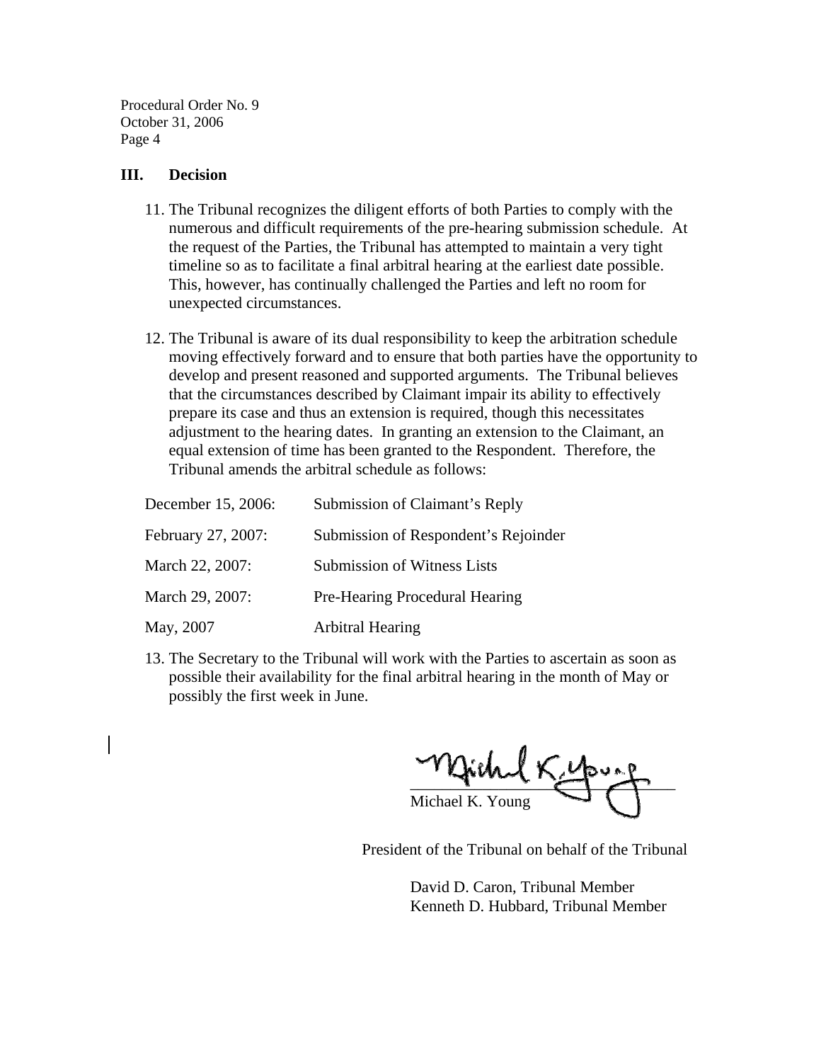## III. Decision

11. The Tribunal recognizes the diligent efforts of both Parties to comply with the numerous and difficult requirements of the pre-hearing submission schedule. At the request of the Parties, the Tribunal has attempted to maintain a very tight timeline so as to facilitate a final arbitral hearing at the earliest date possible. This, however, has continually challenged the Parties and left no room for unexpected circumstances.

12. The Tribunal is aware of its dual responsibility to keep the arbitration schedule moving effectively forward and to ensure that both parties have the opportunity to develop and present reasoned and supported arguments. The Tribunal believes that the circumstances described by Claimant impair its ability to effectively prepare its case and thus an extension is required, though this necessitates adjustment to the hearing dates. In granting an extension to the Claimant, an equal extension of time has been granted to the Respondent. Therefore, the Tribunal amends the arbitral schedule as follows:

| | |
|---|---|
| December 15, 2006: | Submission of Claimant's Reply |
| February 27, 2007: | Submission of Respondent's Rejoinder |
| March 22, 2007: | Submission of Witness Lists |
| March 29, 2007: | Pre-Hearing Procedural Hearing |
| May, 2007 | Arbitral Hearing |

13. The Secretary to the Tribunal will work with the Parties to ascertain as soon as possible their availability for the final arbitral hearing in the month of May or possibly the first week in June.

Michael K. Young

President of the Tribunal on behalf of the Tribunal

David D. Caron, Tribunal Member
Kenneth D. Hubbard, Tribunal Member